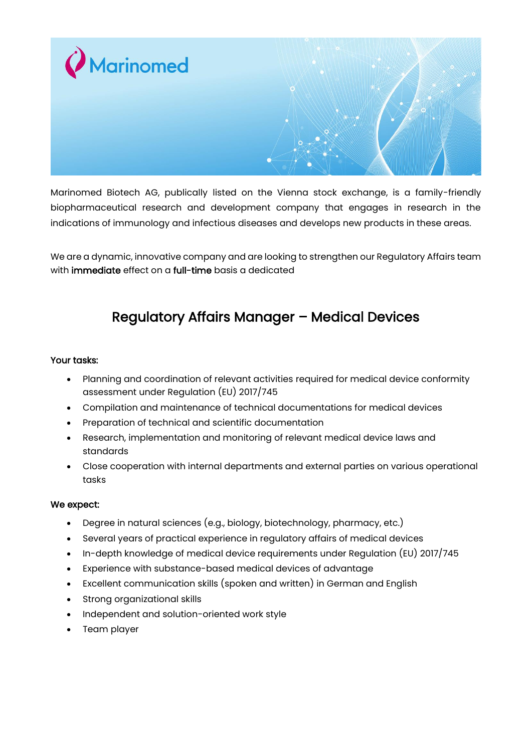Marinomed Biotech AG, publically listed on the Vienna stock exchange, is a family-friendly biopharmaceutical research and development company that engages in research in the indications of immunology and infectious diseases and develops new products in these areas.

We are a dynamic, innovative company and are looking to strengthen our Regulatory Affairs team with **immediate** effect on a **full-time** basis a dedicated

## Regulatory Affairs Manager – Medical Devices

**Your tasks:**

- Planning and coordination of relevant activities required for medical device conformity assessment under Regulation (EU) 2017/745
- Compilation and maintenance of technical documentations for medical devices
- Preparation of technical and scientific documentation
- Research, implementation and monitoring of relevant medical device laws and standards
- Close cooperation with internal departments and external parties on various operational tasks

**We expect:**

- Degree in natural sciences (e.g., biology, biotechnology, pharmacy, etc.)
- Several years of practical experience in regulatory affairs of medical devices
- In-depth knowledge of medical device requirements under Regulation (EU) 2017/745
- Experience with substance-based medical devices of advantage
- Excellent communication skills (spoken and written) in German and English
- Strong organizational skills
- Independent and solution-oriented work style
- Team player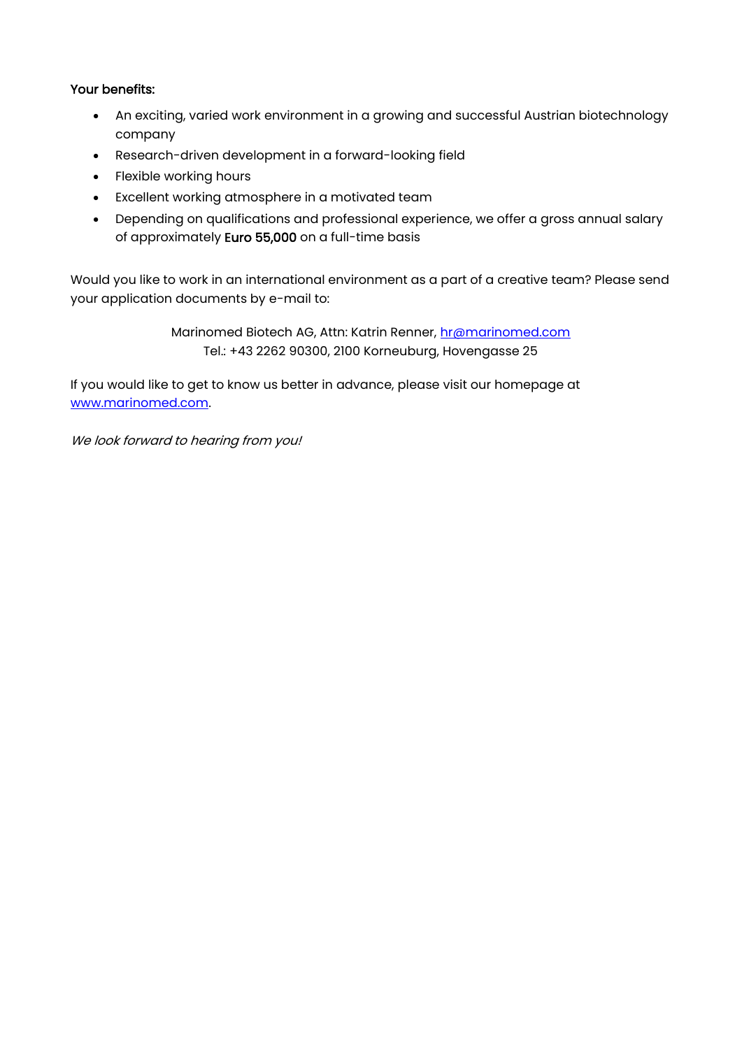**Your benefits:**

- An exciting, varied work environment in a growing and successful Austrian biotechnology company
- Research-driven development in a forward-looking field
- Flexible working hours
- Excellent working atmosphere in a motivated team
- Depending on qualifications and professional experience, we offer a gross annual salary of approximately **Euro 55,000** on a full-time basis

Would you like to work in an international environment as a part of a creative team? Please send your application documents by e-mail to:

Marinomed Biotech AG, Attn: Katrin Renner, [hr@marinomed.com](mailto:hr@marinomed.com)
Tel.: +43 2262 90300, 2100 Korneuburg, Hovengasse 25

If you would like to get to know us better in advance, please visit our homepage at [www.marinomed.com](http://www.marinomed.com).

*We look forward to hearing from you!*